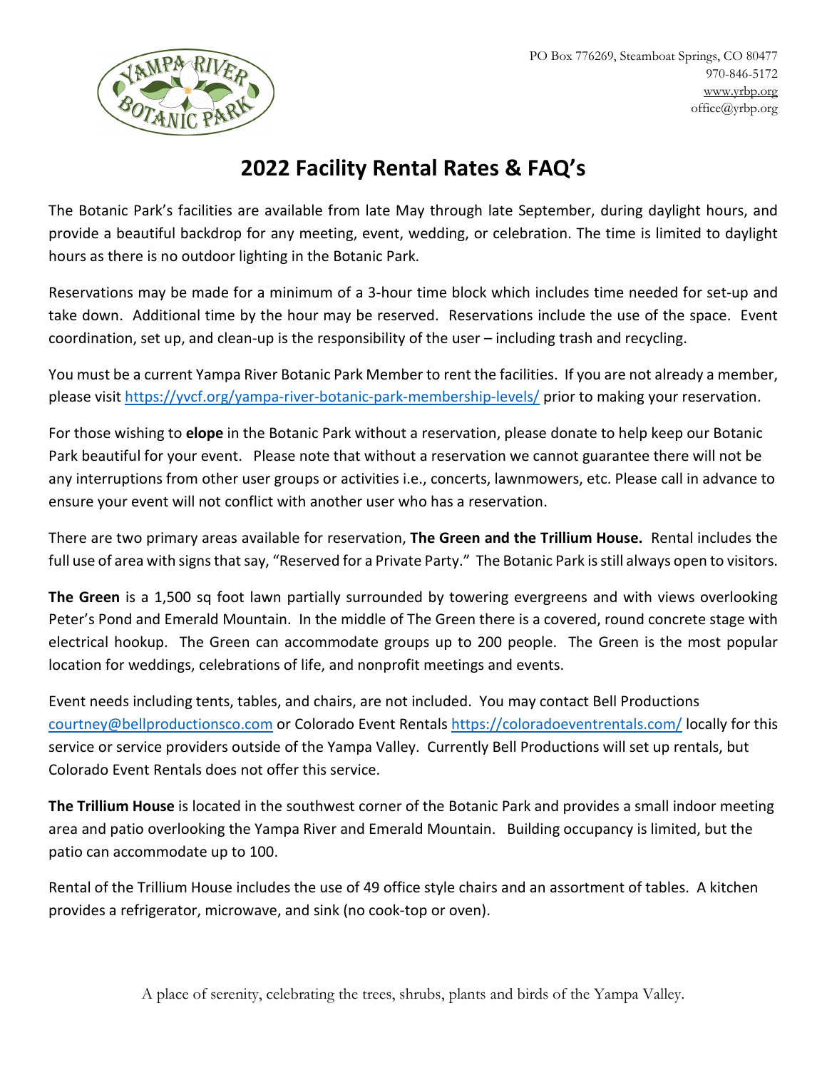PO Box 776269, Steamboat Springs, CO 80477
970-846-5172
www.yrbp.org
office@yrbp.org

# 2022 Facility Rental Rates & FAQ's

The Botanic Park's facilities are available from late May through late September, during daylight hours, and provide a beautiful backdrop for any meeting, event, wedding, or celebration. The time is limited to daylight hours as there is no outdoor lighting in the Botanic Park.

Reservations may be made for a minimum of a 3-hour time block which includes time needed for set-up and take down. Additional time by the hour may be reserved. Reservations include the use of the space. Event coordination, set up, and clean-up is the responsibility of the user – including trash and recycling.

You must be a current Yampa River Botanic Park Member to rent the facilities. If you are not already a member, please visit https://yvcf.org/yampa-river-botanic-park-membership-levels/ prior to making your reservation.

For those wishing to **elope** in the Botanic Park without a reservation, please donate to help keep our Botanic Park beautiful for your event. Please note that without a reservation we cannot guarantee there will not be any interruptions from other user groups or activities i.e., concerts, lawnmowers, etc. Please call in advance to ensure your event will not conflict with another user who has a reservation.

There are two primary areas available for reservation, **The Green and the Trillium House.** Rental includes the full use of area with signs that say, "Reserved for a Private Party." The Botanic Park is still always open to visitors.

**The Green** is a 1,500 sq foot lawn partially surrounded by towering evergreens and with views overlooking Peter's Pond and Emerald Mountain. In the middle of The Green there is a covered, round concrete stage with electrical hookup. The Green can accommodate groups up to 200 people. The Green is the most popular location for weddings, celebrations of life, and nonprofit meetings and events.

Event needs including tents, tables, and chairs, are not included. You may contact Bell Productions courtney@bellproductionsco.com or Colorado Event Rentals https://coloradoeventrentals.com/ locally for this service or service providers outside of the Yampa Valley. Currently Bell Productions will set up rentals, but Colorado Event Rentals does not offer this service.

**The Trillium House** is located in the southwest corner of the Botanic Park and provides a small indoor meeting area and patio overlooking the Yampa River and Emerald Mountain. Building occupancy is limited, but the patio can accommodate up to 100.

Rental of the Trillium House includes the use of 49 office style chairs and an assortment of tables. A kitchen provides a refrigerator, microwave, and sink (no cook-top or oven).

A place of serenity, celebrating the trees, shrubs, plants and birds of the Yampa Valley.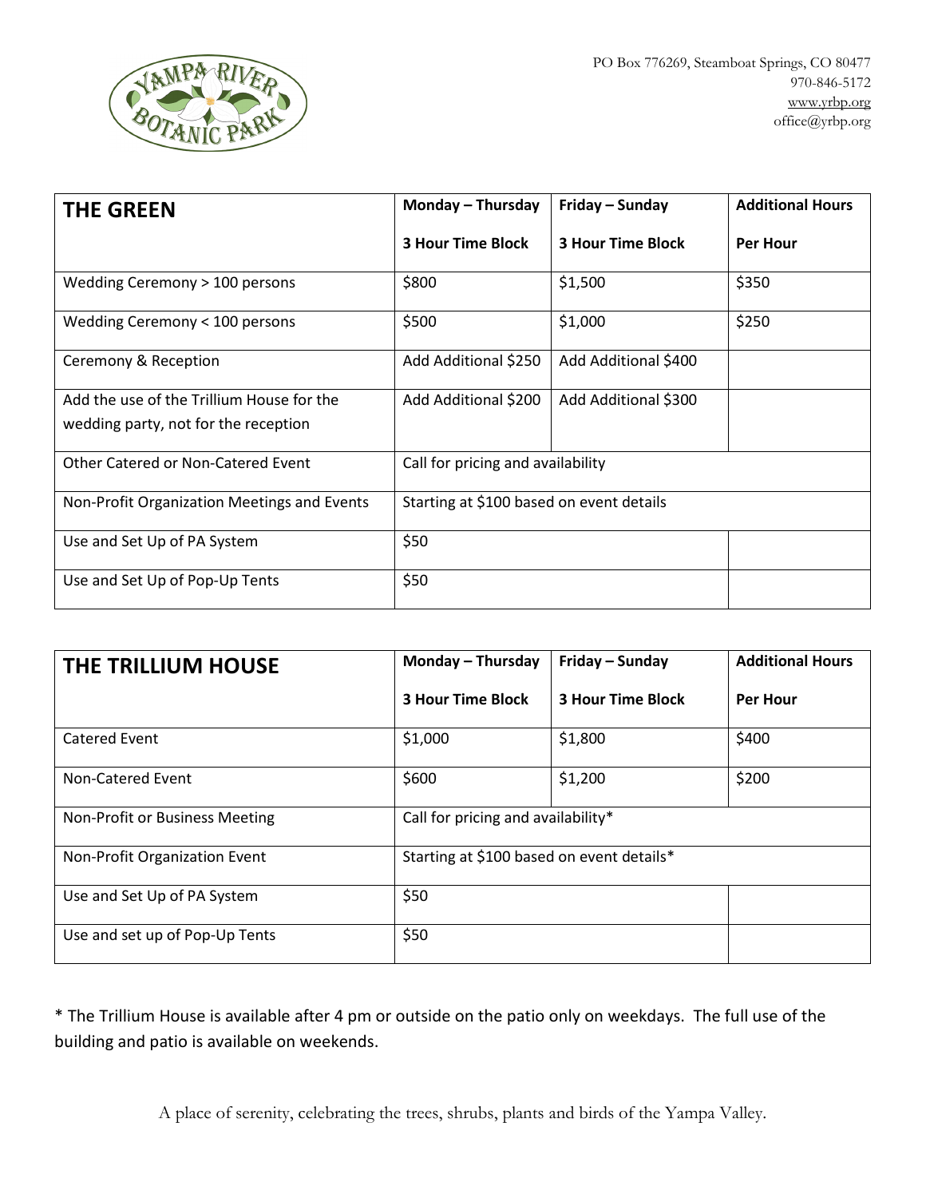PO Box 776269, Steamboat Springs, CO 80477
970-846-5172
www.yrbp.org
office@yrbp.org

| THE GREEN | Monday – Thursday 3 Hour Time Block | Friday – Sunday 3 Hour Time Block | Additional Hours Per Hour |
|---|---|---|---|
| Wedding Ceremony > 100 persons | $800 | $1,500 | $350 |
| Wedding Ceremony < 100 persons | $500 | $1,000 | $250 |
| Ceremony & Reception | Add Additional $250 | Add Additional $400 | |
| Add the use of the Trillium House for the wedding party, not for the reception | Add Additional $200 | Add Additional $300 | |
| Other Catered or Non-Catered Event | Call for pricing and availability | | |
| Non-Profit Organization Meetings and Events | Starting at $100 based on event details | | |
| Use and Set Up of PA System | $50 | | |
| Use and Set Up of Pop-Up Tents | $50 | | |

| THE TRILLIUM HOUSE | Monday – Thursday 3 Hour Time Block | Friday – Sunday 3 Hour Time Block | Additional Hours Per Hour |
|---|---|---|---|
| Catered Event | $1,000 | $1,800 | $400 |
| Non-Catered Event | $600 | $1,200 | $200 |
| Non-Profit or Business Meeting | Call for pricing and availability* | | |
| Non-Profit Organization Event | Starting at $100 based on event details* | | |
| Use and Set Up of PA System | $50 | | |
| Use and set up of Pop-Up Tents | $50 | | |

* The Trillium House is available after 4 pm or outside on the patio only on weekdays. The full use of the building and patio is available on weekends.

A place of serenity, celebrating the trees, shrubs, plants and birds of the Yampa Valley.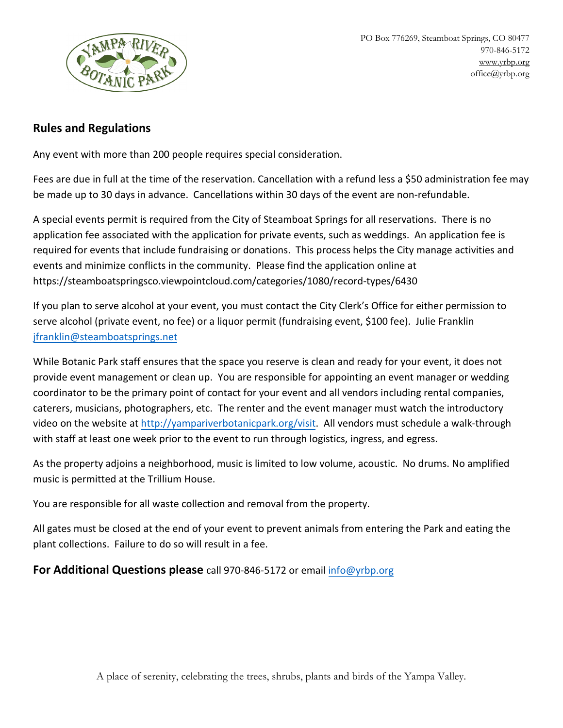PO Box 776269, Steamboat Springs, CO 80477
970-846-5172
www.yrbp.org
office@yrbp.org

## Rules and Regulations

Any event with more than 200 people requires special consideration.

Fees are due in full at the time of the reservation. Cancellation with a refund less a $50 administration fee may be made up to 30 days in advance. Cancellations within 30 days of the event are non-refundable.

A special events permit is required from the City of Steamboat Springs for all reservations. There is no application fee associated with the application for private events, such as weddings. An application fee is required for events that include fundraising or donations. This process helps the City manage activities and events and minimize conflicts in the community. Please find the application online at https://steamboatspringsco.viewpointcloud.com/categories/1080/record-types/6430

If you plan to serve alcohol at your event, you must contact the City Clerk's Office for either permission to serve alcohol (private event, no fee) or a liquor permit (fundraising event, $100 fee). Julie Franklin jfranklin@steamboatsprings.net

While Botanic Park staff ensures that the space you reserve is clean and ready for your event, it does not provide event management or clean up. You are responsible for appointing an event manager or wedding coordinator to be the primary point of contact for your event and all vendors including rental companies, caterers, musicians, photographers, etc. The renter and the event manager must watch the introductory video on the website at http://yampariverbotanicpark.org/visit. All vendors must schedule a walk-through with staff at least one week prior to the event to run through logistics, ingress, and egress.

As the property adjoins a neighborhood, music is limited to low volume, acoustic. No drums. No amplified music is permitted at the Trillium House.

You are responsible for all waste collection and removal from the property.

All gates must be closed at the end of your event to prevent animals from entering the Park and eating the plant collections. Failure to do so will result in a fee.

**For Additional Questions please** call 970-846-5172 or email info@yrbp.org

A place of serenity, celebrating the trees, shrubs, plants and birds of the Yampa Valley.